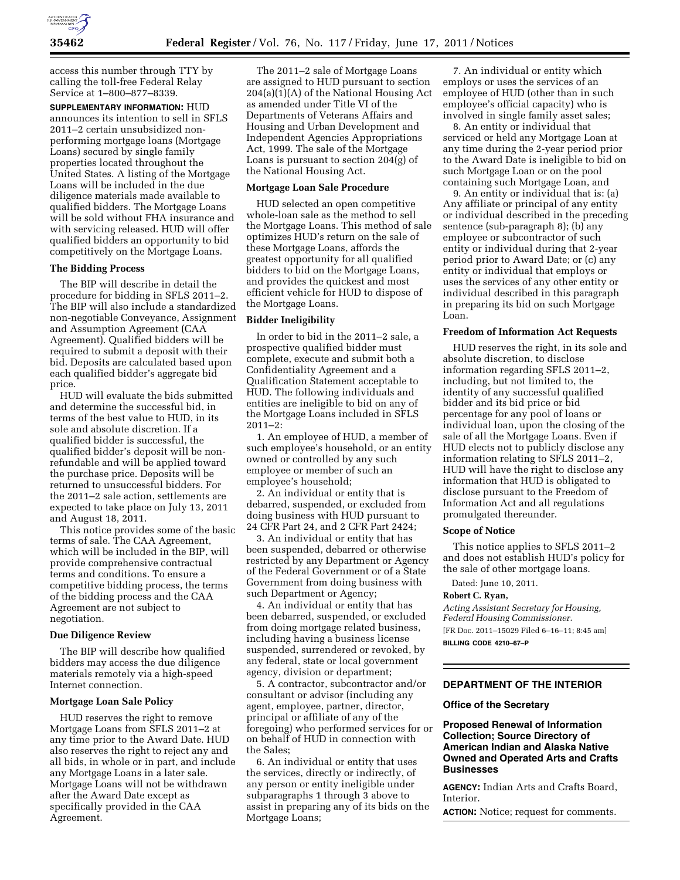access this number through TTY by calling the toll-free Federal Relay Service at 1–800–877–8339.

**SUPPLEMENTARY INFORMATION:** HUD announces its intention to sell in SFLS 2011–2 certain unsubsidized non-performing mortgage loans (Mortgage Loans) secured by single family properties located throughout the United States. A listing of the Mortgage Loans will be included in the due diligence materials made available to qualified bidders. The Mortgage Loans will be sold without FHA insurance and with servicing released. HUD will offer qualified bidders an opportunity to bid competitively on the Mortgage Loans.

### The Bidding Process

The BIP will describe in detail the procedure for bidding in SFLS 2011–2. The BIP will also include a standardized non-negotiable Conveyance, Assignment and Assumption Agreement (CAA Agreement). Qualified bidders will be required to submit a deposit with their bid. Deposits are calculated based upon each qualified bidder's aggregate bid price.

HUD will evaluate the bids submitted and determine the successful bid, in terms of the best value to HUD, in its sole and absolute discretion. If a qualified bidder is successful, the qualified bidder's deposit will be non-refundable and will be applied toward the purchase price. Deposits will be returned to unsuccessful bidders. For the 2011–2 sale action, settlements are expected to take place on July 13, 2011 and August 18, 2011.

This notice provides some of the basic terms of sale. The CAA Agreement, which will be included in the BIP, will provide comprehensive contractual terms and conditions. To ensure a competitive bidding process, the terms of the bidding process and the CAA Agreement are not subject to negotiation.

### Due Diligence Review

The BIP will describe how qualified bidders may access the due diligence materials remotely via a high-speed Internet connection.

### Mortgage Loan Sale Policy

HUD reserves the right to remove Mortgage Loans from SFLS 2011–2 at any time prior to the Award Date. HUD also reserves the right to reject any and all bids, in whole or in part, and include any Mortgage Loans in a later sale. Mortgage Loans will not be withdrawn after the Award Date except as specifically provided in the CAA Agreement.

The 2011–2 sale of Mortgage Loans are assigned to HUD pursuant to section 204(a)(1)(A) of the National Housing Act as amended under Title VI of the Departments of Veterans Affairs and Housing and Urban Development and Independent Agencies Appropriations Act, 1999. The sale of the Mortgage Loans is pursuant to section 204(g) of the National Housing Act.

### Mortgage Loan Sale Procedure

HUD selected an open competitive whole-loan sale as the method to sell the Mortgage Loans. This method of sale optimizes HUD's return on the sale of these Mortgage Loans, affords the greatest opportunity for all qualified bidders to bid on the Mortgage Loans, and provides the quickest and most efficient vehicle for HUD to dispose of the Mortgage Loans.

### Bidder Ineligibility

In order to bid in the 2011–2 sale, a prospective qualified bidder must complete, execute and submit both a Confidentiality Agreement and a Qualification Statement acceptable to HUD. The following individuals and entities are ineligible to bid on any of the Mortgage Loans included in SFLS 2011–2:

1. An employee of HUD, a member of such employee's household, or an entity owned or controlled by any such employee or member of such an employee's household;
2. An individual or entity that is debarred, suspended, or excluded from doing business with HUD pursuant to 24 CFR Part 24, and 2 CFR Part 2424;
3. An individual or entity that has been suspended, debarred or otherwise restricted by any Department or Agency of the Federal Government or of a State Government from doing business with such Department or Agency;
4. An individual or entity that has been debarred, suspended, or excluded from doing mortgage related business, including having a business license suspended, surrendered or revoked, by any federal, state or local government agency, division or department;
5. A contractor, subcontractor and/or consultant or advisor (including any agent, employee, partner, director, principal or affiliate of any of the foregoing) who performed services for or on behalf of HUD in connection with the Sales;
6. An individual or entity that uses the services, directly or indirectly, of any person or entity ineligible under subparagraphs 1 through 3 above to assist in preparing any of its bids on the Mortgage Loans;
7. An individual or entity which employs or uses the services of an employee of HUD (other than in such employee's official capacity) who is involved in single family asset sales;
8. An entity or individual that serviced or held any Mortgage Loan at any time during the 2-year period prior to the Award Date is ineligible to bid on such Mortgage Loan or on the pool containing such Mortgage Loan, and
9. An entity or individual that is: (a) Any affiliate or principal of any entity or individual described in the preceding sentence (sub-paragraph 8); (b) any employee or subcontractor of such entity or individual during that 2-year period prior to Award Date; or (c) any entity or individual that employs or uses the services of any other entity or individual described in this paragraph in preparing its bid on such Mortgage Loan.

### Freedom of Information Act Requests

HUD reserves the right, in its sole and absolute discretion, to disclose information regarding SFLS 2011–2, including, but not limited to, the identity of any successful qualified bidder and its bid price or bid percentage for any pool of loans or individual loan, upon the closing of the sale of all the Mortgage Loans. Even if HUD elects not to publicly disclose any information relating to SFLS 2011–2, HUD will have the right to disclose any information that HUD is obligated to disclose pursuant to the Freedom of Information Act and all regulations promulgated thereunder.

### Scope of Notice

This notice applies to SFLS 2011–2 and does not establish HUD's policy for the sale of other mortgage loans.

Dated: June 10, 2011.

**Robert C. Ryan,**

*Acting Assistant Secretary for Housing, Federal Housing Commissioner.*

[FR Doc. 2011–15029 Filed 6–16–11; 8:45 am]

**BILLING CODE 4210–67–P**

## DEPARTMENT OF THE INTERIOR

### Office of the Secretary

### Proposed Renewal of Information Collection; Source Directory of American Indian and Alaska Native Owned and Operated Arts and Crafts Businesses

**AGENCY:** Indian Arts and Crafts Board, Interior.

**ACTION:** Notice; request for comments.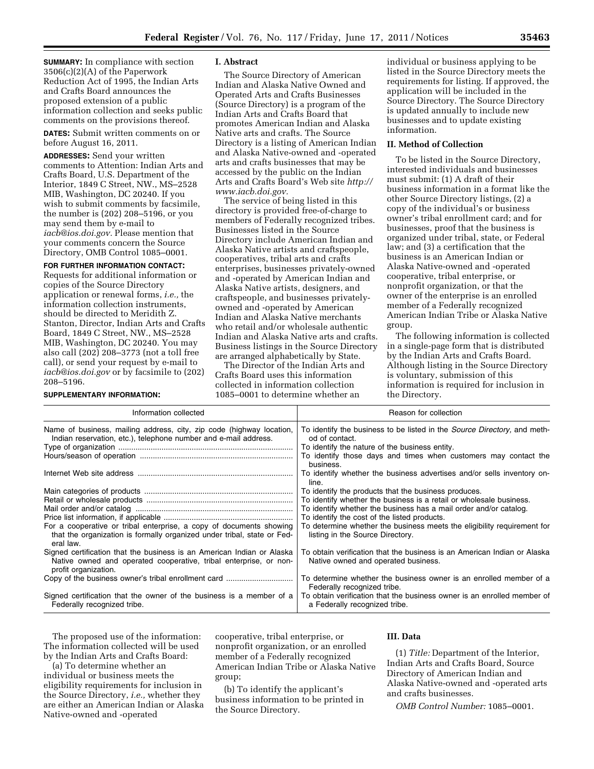**SUMMARY:** In compliance with section 3506(c)(2)(A) of the Paperwork Reduction Act of 1995, the Indian Arts and Crafts Board announces the proposed extension of a public information collection and seeks public comments on the provisions thereof.

**DATES:** Submit written comments on or before August 16, 2011.

**ADDRESSES:** Send your written comments to Attention: Indian Arts and Crafts Board, U.S. Department of the Interior, 1849 C Street, NW., MS–2528 MIB, Washington, DC 20240. If you wish to submit comments by facsimile, the number is (202) 208–5196, or you may send them by e-mail to *iacb@ios.doi.gov*. Please mention that your comments concern the Source Directory, OMB Control 1085–0001.

**FOR FURTHER INFORMATION CONTACT:** Requests for additional information or copies of the Source Directory application or renewal forms, *i.e.,* the information collection instruments, should be directed to Meridith Z. Stanton, Director, Indian Arts and Crafts Board, 1849 C Street, NW., MS–2528 MIB, Washington, DC 20240. You may also call (202) 208–3773 (not a toll free call), or send your request by e-mail to *iacb@ios.doi.gov* or by facsimile to (202) 208–5196.

**SUPPLEMENTARY INFORMATION:**

## I. Abstract

The Source Directory of American Indian and Alaska Native Owned and Operated Arts and Crafts Businesses (Source Directory) is a program of the Indian Arts and Crafts Board that promotes American Indian and Alaska Native arts and crafts. The Source Directory is a listing of American Indian and Alaska Native-owned and -operated arts and crafts businesses that may be accessed by the public on the Indian Arts and Crafts Board's Web site *http://www.iacb.doi.gov*.

The service of being listed in this directory is provided free-of-charge to members of Federally recognized tribes. Businesses listed in the Source Directory include American Indian and Alaska Native artists and craftspeople, cooperatives, tribal arts and crafts enterprises, businesses privately-owned and -operated by American Indian and Alaska Native artists, designers, and craftspeople, and businesses privately-owned and -operated by American Indian and Alaska Native merchants who retail and/or wholesale authentic Indian and Alaska Native arts and crafts. Business listings in the Source Directory are arranged alphabetically by State.

The Director of the Indian Arts and Crafts Board uses this information collected in information collection 1085–0001 to determine whether an individual or business applying to be listed in the Source Directory meets the requirements for listing. If approved, the application will be included in the Source Directory. The Source Directory is updated annually to include new businesses and to update existing information.

## II. Method of Collection

To be listed in the Source Directory, interested individuals and businesses must submit: (1) A draft of their business information in a format like the other Source Directory listings, (2) a copy of the individual's or business owner's tribal enrollment card; and for businesses, proof that the business is organized under tribal, state, or Federal law; and (3) a certification that the business is an American Indian or Alaska Native-owned and -operated cooperative, tribal enterprise, or nonprofit organization, or that the owner of the enterprise is an enrolled member of a Federally recognized American Indian Tribe or Alaska Native group.

The following information is collected in a single-page form that is distributed by the Indian Arts and Crafts Board. Although listing in the Source Directory is voluntary, submission of this information is required for inclusion in the Directory.

| Information collected | Reason for collection |
|---|---|
| Name of business, mailing address, city, zip code (highway location, Indian reservation, etc.), telephone number and e-mail address. | To identify the business to be listed in the *Source Directory,* and method of contact. |
| Type of organization | To identify the nature of the business entity. |
| Hours/season of operation | To identify those days and times when customers may contact the business. |
| Internet Web site address | To identify whether the business advertises and/or sells inventory online. |
| Main categories of products | To identify the products that the business produces. |
| Retail or wholesale products | To identify whether the business is a retail or wholesale business. |
| Mail order and/or catalog | To identify whether the business has a mail order and/or catalog. |
| Price list information, if applicable | To identify the cost of the listed products. |
| For a cooperative or tribal enterprise, a copy of documents showing that the organization is formally organized under tribal, state or Federal law. | To determine whether the business meets the eligibility requirement for listing in the Source Directory. |
| Signed certification that the business is an American Indian or Alaska Native owned and operated cooperative, tribal enterprise, or nonprofit organization. | To obtain verification that the business is an American Indian or Alaska Native owned and operated business. |
| Copy of the business owner's tribal enrollment card | To determine whether the business owner is an enrolled member of a Federally recognized tribe. |
| Signed certification that the owner of the business is a member of a Federally recognized tribe. | To obtain verification that the business owner is an enrolled member of a Federally recognized tribe. |

The proposed use of the information: The information collected will be used by the Indian Arts and Crafts Board:

(a) To determine whether an individual or business meets the eligibility requirements for inclusion in the Source Directory, *i.e.,* whether they are either an American Indian or Alaska Native-owned and -operated cooperative, tribal enterprise, or nonprofit organization, or an enrolled member of a Federally recognized American Indian Tribe or Alaska Native group;

(b) To identify the applicant's business information to be printed in the Source Directory.

## III. Data

(1) *Title:* Department of the Interior, Indian Arts and Crafts Board, Source Directory of American Indian and Alaska Native-owned and -operated arts and crafts businesses.

*OMB Control Number:* 1085–0001.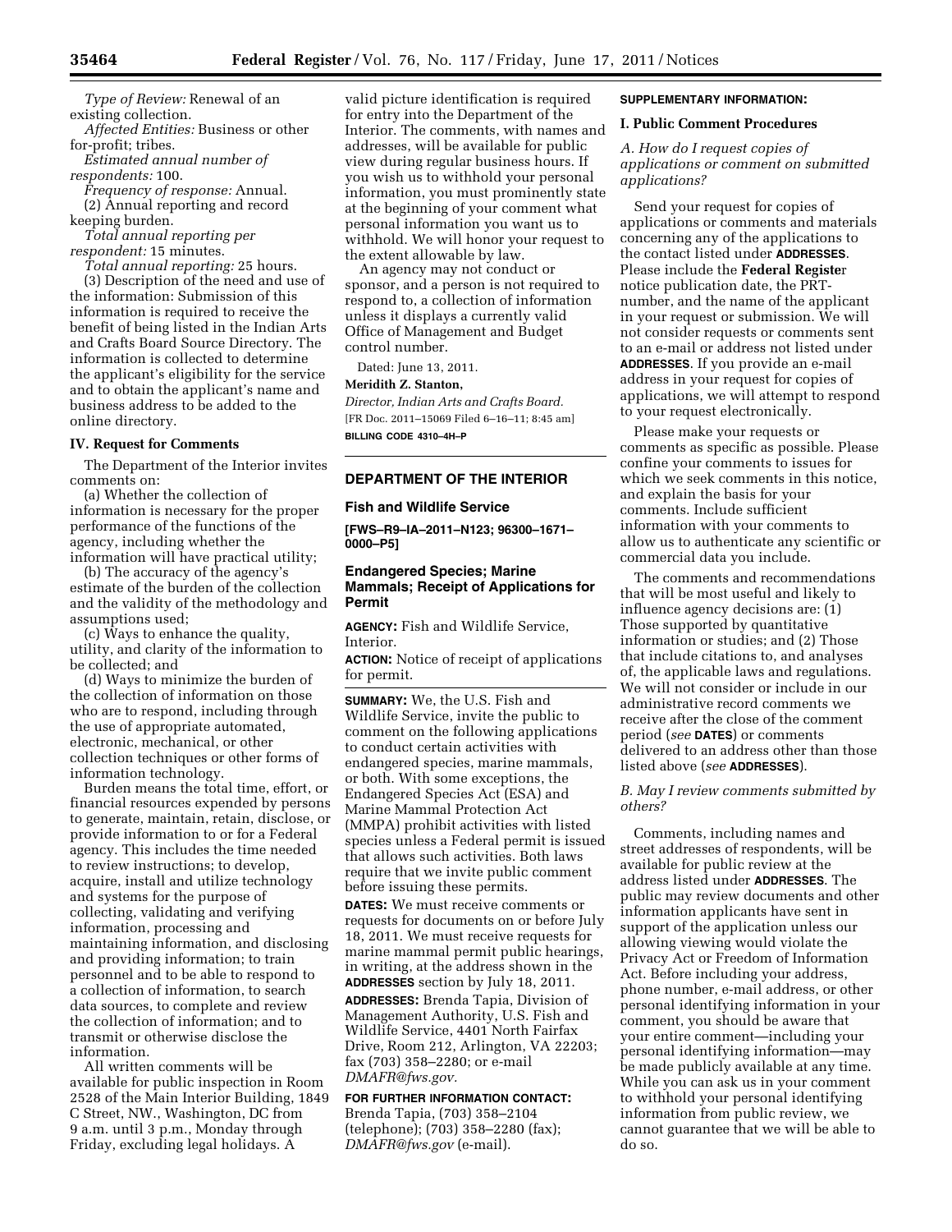*Type of Review:* Renewal of an existing collection.

*Affected Entities:* Business or other for-profit; tribes.

*Estimated annual number of respondents:* 100.

*Frequency of response:* Annual.

(2) Annual reporting and record keeping burden.

*Total annual reporting per respondent:* 15 minutes.

*Total annual reporting:* 25 hours.

(3) Description of the need and use of the information: Submission of this information is required to receive the benefit of being listed in the Indian Arts and Crafts Board Source Directory. The information is collected to determine the applicant's eligibility for the service and to obtain the applicant's name and business address to be added to the online directory.

**IV. Request for Comments**

The Department of the Interior invites comments on:

(a) Whether the collection of information is necessary for the proper performance of the functions of the agency, including whether the information will have practical utility;

(b) The accuracy of the agency's estimate of the burden of the collection and the validity of the methodology and assumptions used;

(c) Ways to enhance the quality, utility, and clarity of the information to be collected; and

(d) Ways to minimize the burden of the collection of information on those who are to respond, including through the use of appropriate automated, electronic, mechanical, or other collection techniques or other forms of information technology.

Burden means the total time, effort, or financial resources expended by persons to generate, maintain, retain, disclose, or provide information to or for a Federal agency. This includes the time needed to review instructions; to develop, acquire, install and utilize technology and systems for the purpose of collecting, validating and verifying information, processing and maintaining information, and disclosing and providing information; to train personnel and to be able to respond to a collection of information, to search data sources, to complete and review the collection of information; and to transmit or otherwise disclose the information.

All written comments will be available for public inspection in Room 2528 of the Main Interior Building, 1849 C Street, NW., Washington, DC from 9 a.m. until 3 p.m., Monday through Friday, excluding legal holidays. A valid picture identification is required for entry into the Department of the Interior. The comments, with names and addresses, will be available for public view during regular business hours. If you wish us to withhold your personal information, you must prominently state at the beginning of your comment what personal information you want us to withhold. We will honor your request to the extent allowable by law.

An agency may not conduct or sponsor, and a person is not required to respond to, a collection of information unless it displays a currently valid Office of Management and Budget control number.

Dated: June 13, 2011.

**Meridith Z. Stanton,**

*Director, Indian Arts and Crafts Board.*

[FR Doc. 2011–15069 Filed 6–16–11; 8:45 am]

**BILLING CODE 4310–4H–P**

## DEPARTMENT OF THE INTERIOR

### Fish and Wildlife Service

**[FWS–R9–IA–2011–N123; 96300–1671–0000–P5]**

### Endangered Species; Marine Mammals; Receipt of Applications for Permit

**AGENCY:** Fish and Wildlife Service, Interior.

**ACTION:** Notice of receipt of applications for permit.

**SUMMARY:** We, the U.S. Fish and Wildlife Service, invite the public to comment on the following applications to conduct certain activities with endangered species, marine mammals, or both. With some exceptions, the Endangered Species Act (ESA) and Marine Mammal Protection Act (MMPA) prohibit activities with listed species unless a Federal permit is issued that allows such activities. Both laws require that we invite public comment before issuing these permits.

**DATES:** We must receive comments or requests for documents on or before July 18, 2011. We must receive requests for marine mammal permit public hearings, in writing, at the address shown in the **ADDRESSES** section by July 18, 2011.

**ADDRESSES:** Brenda Tapia, Division of Management Authority, U.S. Fish and Wildlife Service, 4401 North Fairfax Drive, Room 212, Arlington, VA 22203; fax (703) 358–2280; or e-mail *DMAFR@fws.gov.*

**FOR FURTHER INFORMATION CONTACT:** Brenda Tapia, (703) 358–2104 (telephone); (703) 358–2280 (fax); *DMAFR@fws.gov* (e-mail).

**SUPPLEMENTARY INFORMATION:**

**I. Public Comment Procedures**

*A. How do I request copies of applications or comment on submitted applications?*

Send your request for copies of applications or comments and materials concerning any of the applications to the contact listed under **ADDRESSES**. Please include the **Federal Register** notice publication date, the PRT-number, and the name of the applicant in your request or submission. We will not consider requests or comments sent to an e-mail or address not listed under **ADDRESSES**. If you provide an e-mail address in your request for copies of applications, we will attempt to respond to your request electronically.

Please make your requests or comments as specific as possible. Please confine your comments to issues for which we seek comments in this notice, and explain the basis for your comments. Include sufficient information with your comments to allow us to authenticate any scientific or commercial data you include.

The comments and recommendations that will be most useful and likely to influence agency decisions are: (1) Those supported by quantitative information or studies; and (2) Those that include citations to, and analyses of, the applicable laws and regulations. We will not consider or include in our administrative record comments we receive after the close of the comment period (*see* **DATES**) or comments delivered to an address other than those listed above (*see* **ADDRESSES**).

*B. May I review comments submitted by others?*

Comments, including names and street addresses of respondents, will be available for public review at the address listed under **ADDRESSES**. The public may review documents and other information applicants have sent in support of the application unless our allowing viewing would violate the Privacy Act or Freedom of Information Act. Before including your address, phone number, e-mail address, or other personal identifying information in your comment, you should be aware that your entire comment—including your personal identifying information—may be made publicly available at any time. While you can ask us in your comment to withhold your personal identifying information from public review, we cannot guarantee that we will be able to do so.